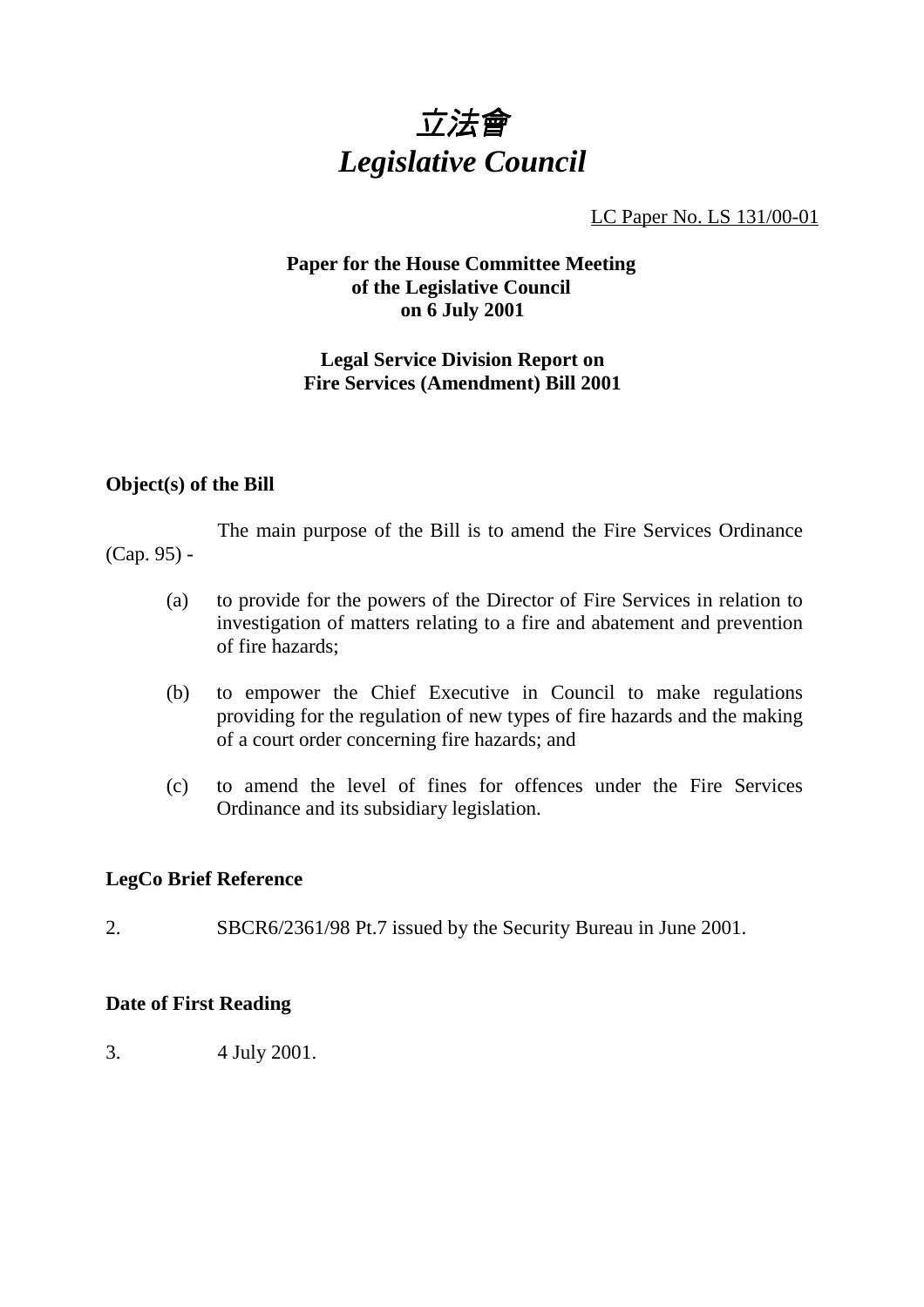# *立法會*
# *Legislative Council*

LC Paper No. LS 131/00-01

**Paper for the House Committee Meeting of the Legislative Council on 6 July 2001**

**Legal Service Division Report on Fire Services (Amendment) Bill 2001**

### Object(s) of the Bill

The main purpose of the Bill is to amend the Fire Services Ordinance (Cap. 95) -

(a) to provide for the powers of the Director of Fire Services in relation to investigation of matters relating to a fire and abatement and prevention of fire hazards;

(b) to empower the Chief Executive in Council to make regulations providing for the regulation of new types of fire hazards and the making of a court order concerning fire hazards; and

(c) to amend the level of fines for offences under the Fire Services Ordinance and its subsidiary legislation.

### LegCo Brief Reference

2. SBCR6/2361/98 Pt.7 issued by the Security Bureau in June 2001.

### Date of First Reading

3. 4 July 2001.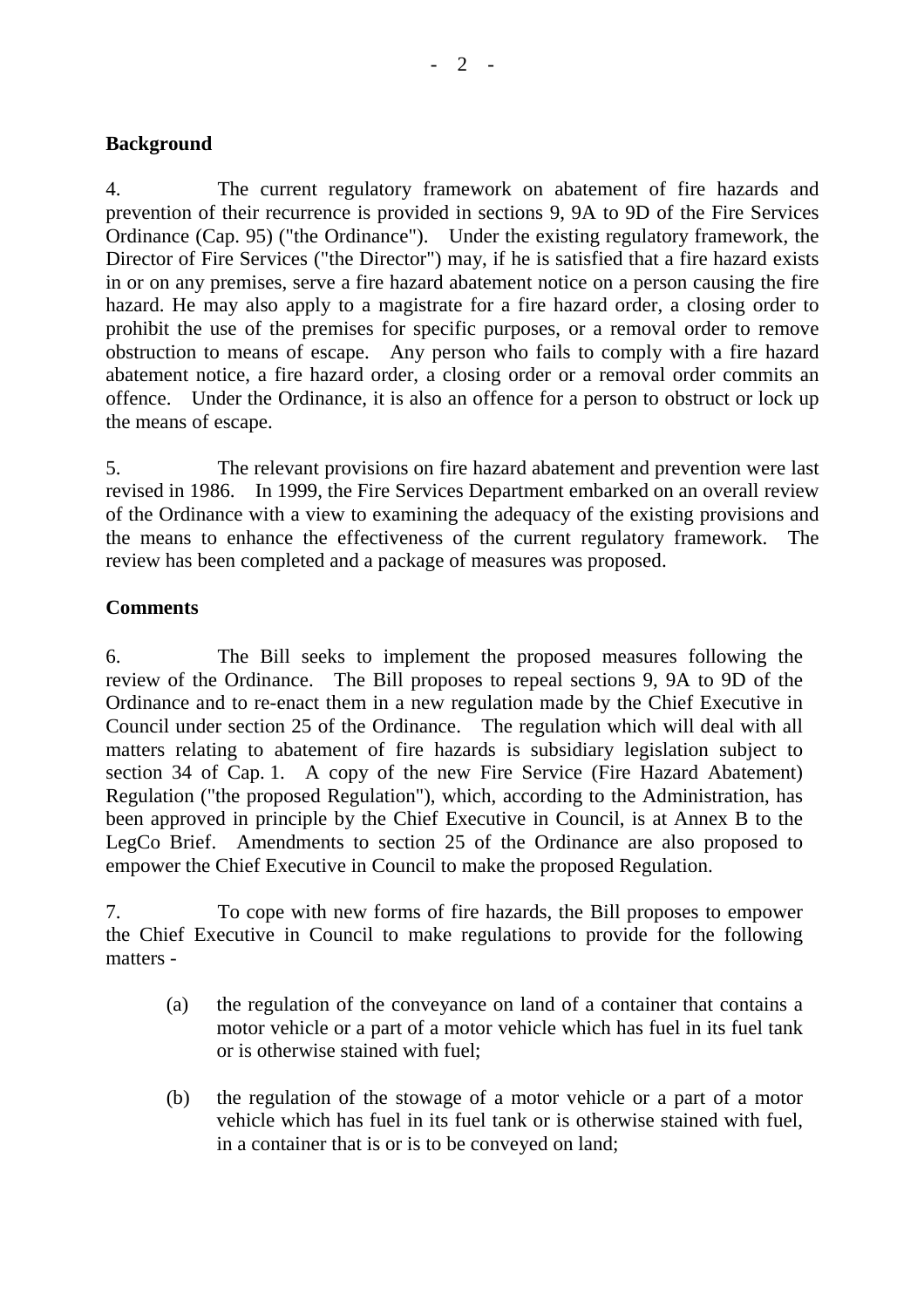**Background**

4. The current regulatory framework on abatement of fire hazards and prevention of their recurrence is provided in sections 9, 9A to 9D of the Fire Services Ordinance (Cap. 95) ("the Ordinance"). Under the existing regulatory framework, the Director of Fire Services ("the Director") may, if he is satisfied that a fire hazard exists in or on any premises, serve a fire hazard abatement notice on a person causing the fire hazard. He may also apply to a magistrate for a fire hazard order, a closing order to prohibit the use of the premises for specific purposes, or a removal order to remove obstruction to means of escape. Any person who fails to comply with a fire hazard abatement notice, a fire hazard order, a closing order or a removal order commits an offence. Under the Ordinance, it is also an offence for a person to obstruct or lock up the means of escape.

5. The relevant provisions on fire hazard abatement and prevention were last revised in 1986. In 1999, the Fire Services Department embarked on an overall review of the Ordinance with a view to examining the adequacy of the existing provisions and the means to enhance the effectiveness of the current regulatory framework. The review has been completed and a package of measures was proposed.

**Comments**

6. The Bill seeks to implement the proposed measures following the review of the Ordinance. The Bill proposes to repeal sections 9, 9A to 9D of the Ordinance and to re-enact them in a new regulation made by the Chief Executive in Council under section 25 of the Ordinance. The regulation which will deal with all matters relating to abatement of fire hazards is subsidiary legislation subject to section 34 of Cap. 1. A copy of the new Fire Service (Fire Hazard Abatement) Regulation ("the proposed Regulation"), which, according to the Administration, has been approved in principle by the Chief Executive in Council, is at Annex B to the LegCo Brief. Amendments to section 25 of the Ordinance are also proposed to empower the Chief Executive in Council to make the proposed Regulation.

7. To cope with new forms of fire hazards, the Bill proposes to empower the Chief Executive in Council to make regulations to provide for the following matters -

(a) the regulation of the conveyance on land of a container that contains a motor vehicle or a part of a motor vehicle which has fuel in its fuel tank or is otherwise stained with fuel;

(b) the regulation of the stowage of a motor vehicle or a part of a motor vehicle which has fuel in its fuel tank or is otherwise stained with fuel, in a container that is or is to be conveyed on land;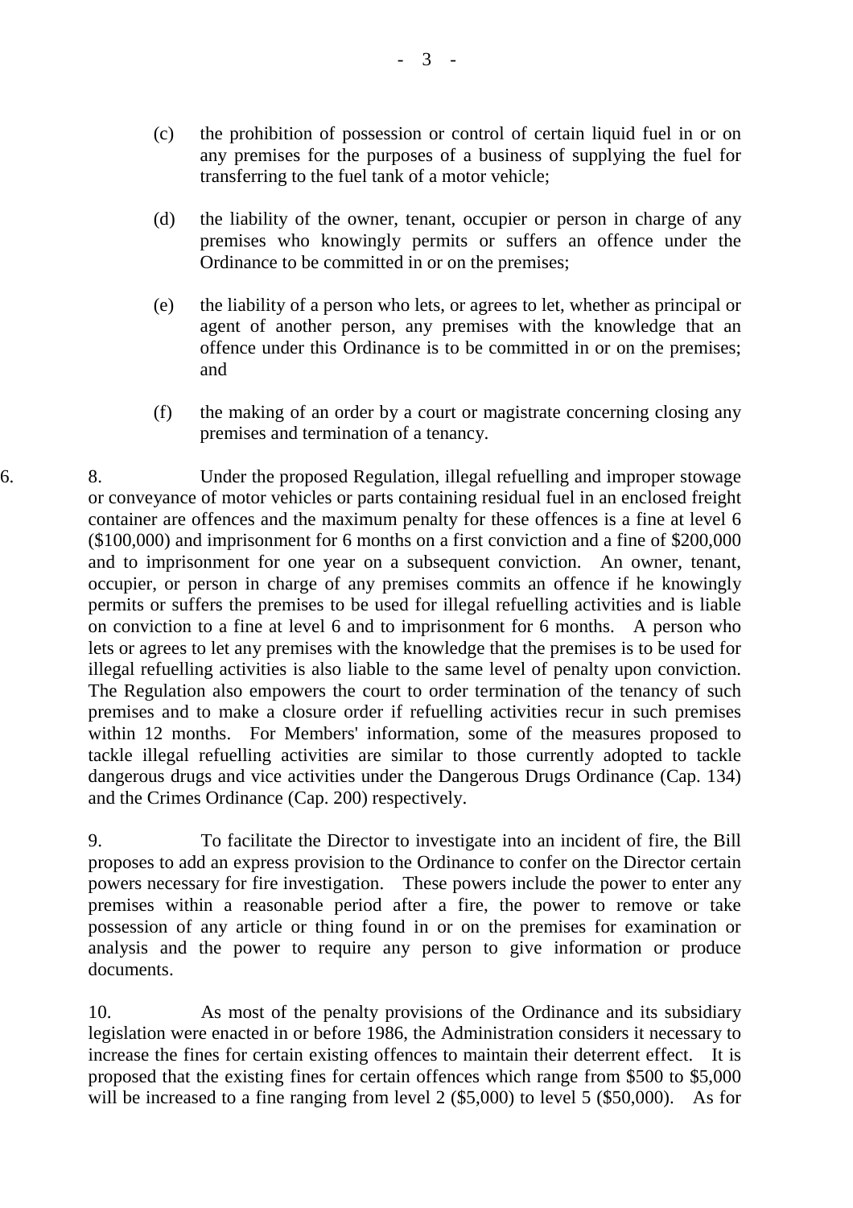(c) the prohibition of possession or control of certain liquid fuel in or on any premises for the purposes of a business of supplying the fuel for transferring to the fuel tank of a motor vehicle;

(d) the liability of the owner, tenant, occupier or person in charge of any premises who knowingly permits or suffers an offence under the Ordinance to be committed in or on the premises;

(e) the liability of a person who lets, or agrees to let, whether as principal or agent of another person, any premises with the knowledge that an offence under this Ordinance is to be committed in or on the premises; and

(f) the making of an order by a court or magistrate concerning closing any premises and termination of a tenancy.

6. 8. Under the proposed Regulation, illegal refuelling and improper stowage or conveyance of motor vehicles or parts containing residual fuel in an enclosed freight container are offences and the maximum penalty for these offences is a fine at level 6 ($100,000) and imprisonment for 6 months on a first conviction and a fine of $200,000 and to imprisonment for one year on a subsequent conviction. An owner, tenant, occupier, or person in charge of any premises commits an offence if he knowingly permits or suffers the premises to be used for illegal refuelling activities and is liable on conviction to a fine at level 6 and to imprisonment for 6 months. A person who lets or agrees to let any premises with the knowledge that the premises is to be used for illegal refuelling activities is also liable to the same level of penalty upon conviction. The Regulation also empowers the court to order termination of the tenancy of such premises and to make a closure order if refuelling activities recur in such premises within 12 months. For Members' information, some of the measures proposed to tackle illegal refuelling activities are similar to those currently adopted to tackle dangerous drugs and vice activities under the Dangerous Drugs Ordinance (Cap. 134) and the Crimes Ordinance (Cap. 200) respectively.

9. To facilitate the Director to investigate into an incident of fire, the Bill proposes to add an express provision to the Ordinance to confer on the Director certain powers necessary for fire investigation. These powers include the power to enter any premises within a reasonable period after a fire, the power to remove or take possession of any article or thing found in or on the premises for examination or analysis and the power to require any person to give information or produce documents.

10. As most of the penalty provisions of the Ordinance and its subsidiary legislation were enacted in or before 1986, the Administration considers it necessary to increase the fines for certain existing offences to maintain their deterrent effect. It is proposed that the existing fines for certain offences which range from $500 to $5,000 will be increased to a fine ranging from level 2 ($5,000) to level 5 ($50,000). As for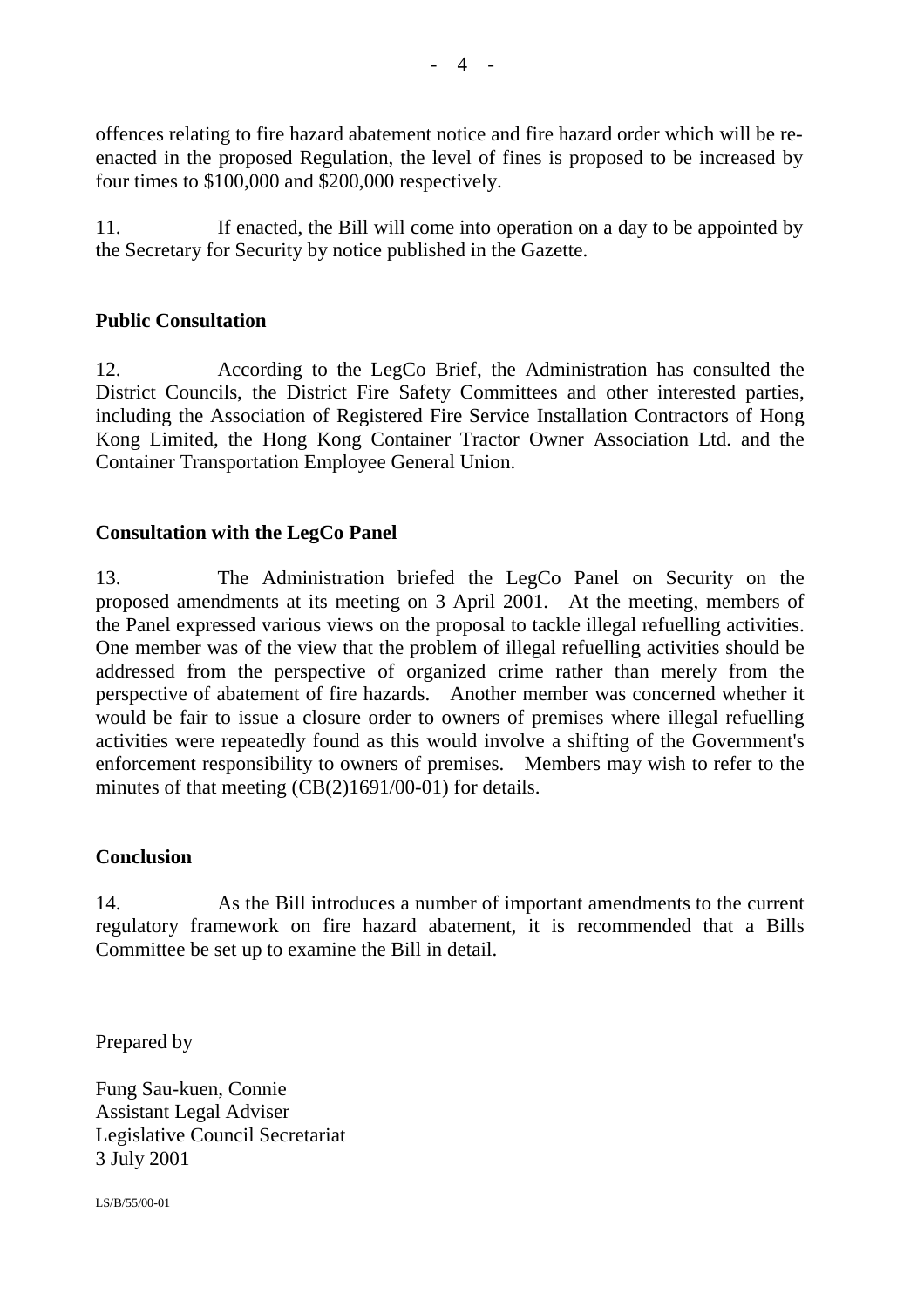offences relating to fire hazard abatement notice and fire hazard order which will be re-enacted in the proposed Regulation, the level of fines is proposed to be increased by four times to $100,000 and $200,000 respectively.

11. If enacted, the Bill will come into operation on a day to be appointed by the Secretary for Security by notice published in the Gazette.

**Public Consultation**

12. According to the LegCo Brief, the Administration has consulted the District Councils, the District Fire Safety Committees and other interested parties, including the Association of Registered Fire Service Installation Contractors of Hong Kong Limited, the Hong Kong Container Tractor Owner Association Ltd. and the Container Transportation Employee General Union.

**Consultation with the LegCo Panel**

13. The Administration briefed the LegCo Panel on Security on the proposed amendments at its meeting on 3 April 2001. At the meeting, members of the Panel expressed various views on the proposal to tackle illegal refuelling activities. One member was of the view that the problem of illegal refuelling activities should be addressed from the perspective of organized crime rather than merely from the perspective of abatement of fire hazards. Another member was concerned whether it would be fair to issue a closure order to owners of premises where illegal refuelling activities were repeatedly found as this would involve a shifting of the Government's enforcement responsibility to owners of premises. Members may wish to refer to the minutes of that meeting (CB(2)1691/00-01) for details.

**Conclusion**

14. As the Bill introduces a number of important amendments to the current regulatory framework on fire hazard abatement, it is recommended that a Bills Committee be set up to examine the Bill in detail.

Prepared by

Fung Sau-kuen, Connie
Assistant Legal Adviser
Legislative Council Secretariat
3 July 2001

LS/B/55/00-01